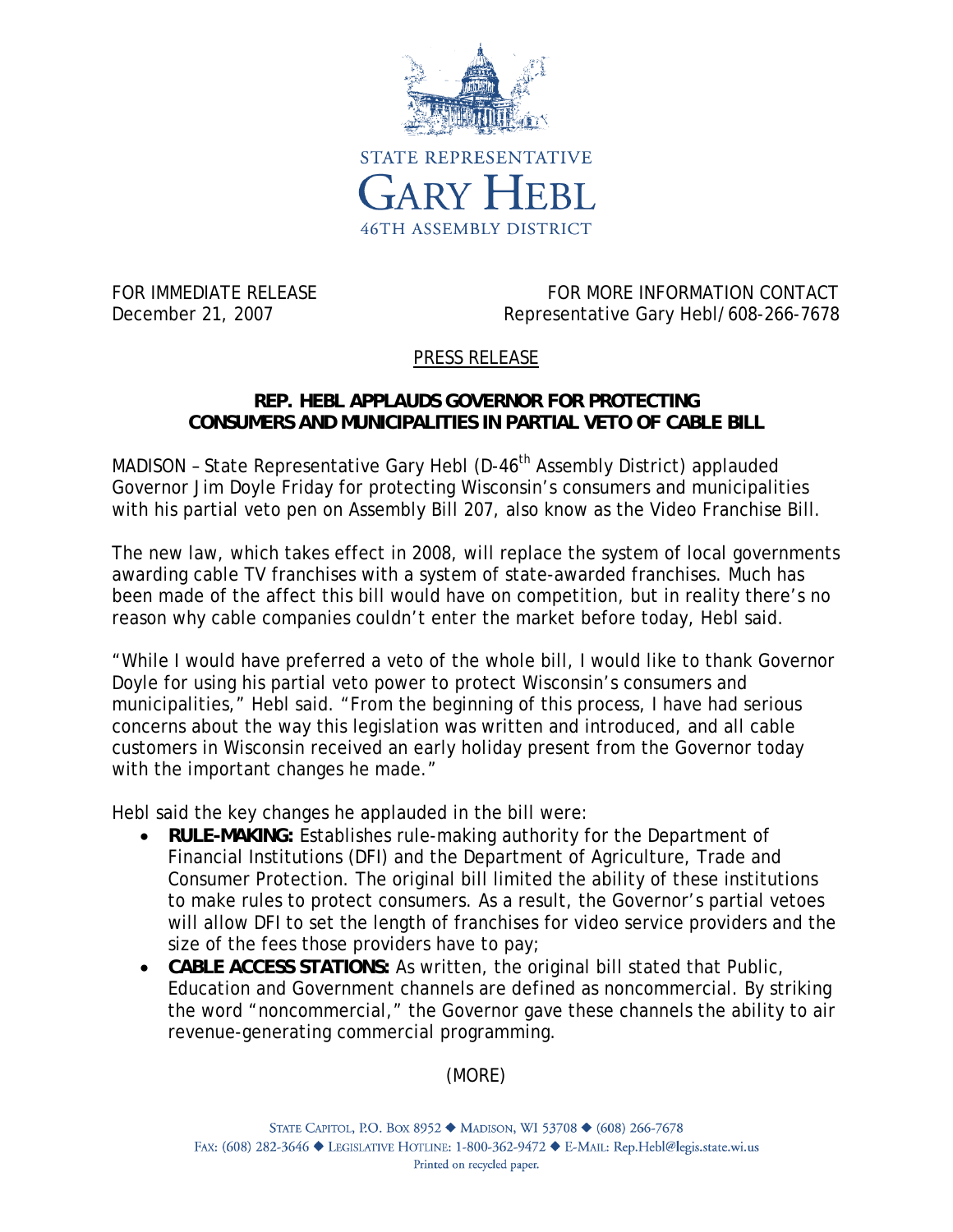STATE REPRESENTATIVE

# GARY HEBL

46TH ASSEMBLY DISTRICT

FOR IMMEDIATE RELEASE
December 21, 2007

FOR MORE INFORMATION CONTACT
Representative Gary Hebl/608-266-7678

PRESS RELEASE

## REP. HEBL APPLAUDS GOVERNOR FOR PROTECTING CONSUMERS AND MUNICIPALITIES IN PARTIAL VETO OF CABLE BILL

MADISON – State Representative Gary Hebl (D-46th Assembly District) applauded Governor Jim Doyle Friday for protecting Wisconsin's consumers and municipalities with his partial veto pen on Assembly Bill 207, also know as the Video Franchise Bill.

The new law, which takes effect in 2008, will replace the system of local governments awarding cable TV franchises with a system of state-awarded franchises. Much has been made of the affect this bill would have on competition, but in reality there's no reason why cable companies couldn't enter the market before today, Hebl said.

"While I would have preferred a veto of the whole bill, I would like to thank Governor Doyle for using his partial veto power to protect Wisconsin's consumers and municipalities," Hebl said. "From the beginning of this process, I have had serious concerns about the way this legislation was written and introduced, and all cable customers in Wisconsin received an early holiday present from the Governor today with the important changes he made."

Hebl said the key changes he applauded in the bill were:

- **RULE-MAKING:** Establishes rule-making authority for the Department of Financial Institutions (DFI) and the Department of Agriculture, Trade and Consumer Protection. The original bill limited the ability of these institutions to make rules to protect consumers. As a result, the Governor's partial vetoes will allow DFI to set the length of franchises for video service providers and the size of the fees those providers have to pay;
- **CABLE ACCESS STATIONS:** As written, the original bill stated that Public, Education and Government channels are defined as noncommercial. By striking the word "noncommercial," the Governor gave these channels the ability to air revenue-generating commercial programming.

(MORE)

STATE CAPITOL, P.O. BOX 8952 ◆ MADISON, WI 53708 ◆ (608) 266-7678
FAX: (608) 282-3646 ◆ LEGISLATIVE HOTLINE: 1-800-362-9472 ◆ E-MAIL: Rep.Hebl@legis.state.wi.us
Printed on recycled paper.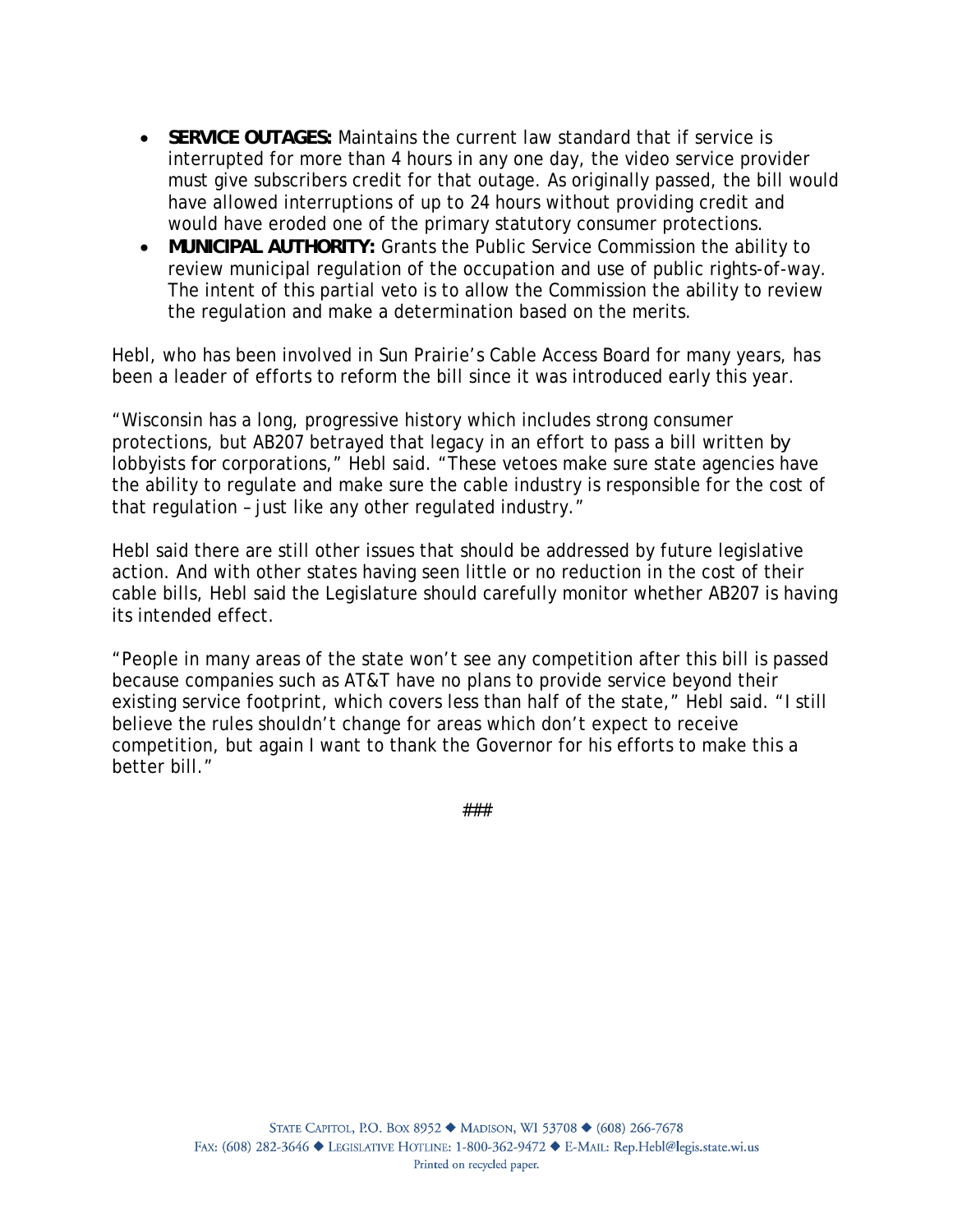- **SERVICE OUTAGES:** Maintains the current law standard that if service is interrupted for more than 4 hours in any one day, the video service provider must give subscribers credit for that outage. As originally passed, the bill would have allowed interruptions of up to 24 hours without providing credit and would have eroded one of the primary statutory consumer protections.
- **MUNICIPAL AUTHORITY:** Grants the Public Service Commission the ability to review municipal regulation of the occupation and use of public rights-of-way. The intent of this partial veto is to allow the Commission the ability to review the regulation and make a determination based on the merits.

Hebl, who has been involved in Sun Prairie's Cable Access Board for many years, has been a leader of efforts to reform the bill since it was introduced early this year.

"Wisconsin has a long, progressive history which includes strong consumer protections, but AB207 betrayed that legacy in an effort to pass a bill written by lobbyists for corporations," Hebl said. "These vetoes make sure state agencies have the ability to regulate and make sure the cable industry is responsible for the cost of that regulation – just like any other regulated industry."

Hebl said there are still other issues that should be addressed by future legislative action. And with other states having seen little or no reduction in the cost of their cable bills, Hebl said the Legislature should carefully monitor whether AB207 is having its intended effect.

"People in many areas of the state won't see any competition after this bill is passed because companies such as AT&T have no plans to provide service beyond their existing service footprint, which covers less than half of the state," Hebl said. "I still believe the rules shouldn't change for areas which don't expect to receive competition, but again I want to thank the Governor for his efforts to make this a better bill."

###

State Capitol, P.O. Box 8952 ◆ Madison, WI 53708 ◆ (608) 266-7678
Fax: (608) 282-3646 ◆ Legislative Hotline: 1-800-362-9472 ◆ E-Mail: Rep.Hebl@legis.state.wi.us
Printed on recycled paper.